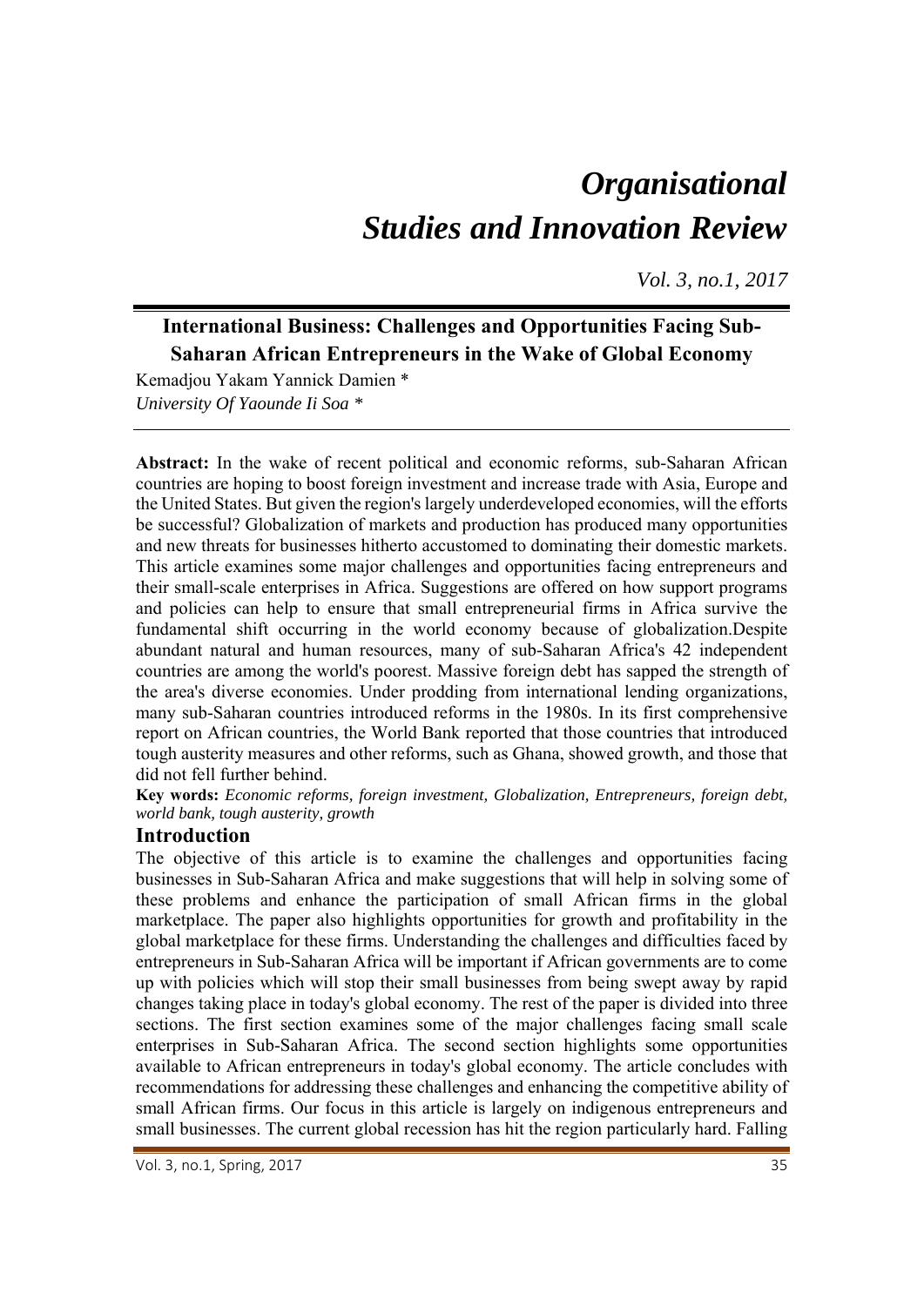# *Organisational Studies and Innovation Review*

*Vol. 3, no.1, 2017*

## International Business: Challenges and Opportunities Facing Sub-Saharan African Entrepreneurs in the Wake of Global Economy

Kemadjou Yakam Yannick Damien *
*University Of Yaounde Ii Soa* *

**Abstract:** In the wake of recent political and economic reforms, sub-Saharan African countries are hoping to boost foreign investment and increase trade with Asia, Europe and the United States. But given the region's largely underdeveloped economies, will the efforts be successful? Globalization of markets and production has produced many opportunities and new threats for businesses hitherto accustomed to dominating their domestic markets. This article examines some major challenges and opportunities facing entrepreneurs and their small-scale enterprises in Africa. Suggestions are offered on how support programs and policies can help to ensure that small entrepreneurial firms in Africa survive the fundamental shift occurring in the world economy because of globalization.Despite abundant natural and human resources, many of sub-Saharan Africa's 42 independent countries are among the world's poorest. Massive foreign debt has sapped the strength of the area's diverse economies. Under prodding from international lending organizations, many sub-Saharan countries introduced reforms in the 1980s. In its first comprehensive report on African countries, the World Bank reported that those countries that introduced tough austerity measures and other reforms, such as Ghana, showed growth, and those that did not fell further behind.

**Key words:** *Economic reforms, foreign investment, Globalization, Entrepreneurs, foreign debt, world bank, tough austerity, growth*

### Introduction

The objective of this article is to examine the challenges and opportunities facing businesses in Sub-Saharan Africa and make suggestions that will help in solving some of these problems and enhance the participation of small African firms in the global marketplace. The paper also highlights opportunities for growth and profitability in the global marketplace for these firms. Understanding the challenges and difficulties faced by entrepreneurs in Sub-Saharan Africa will be important if African governments are to come up with policies which will stop their small businesses from being swept away by rapid changes taking place in today's global economy. The rest of the paper is divided into three sections. The first section examines some of the major challenges facing small scale enterprises in Sub-Saharan Africa. The second section highlights some opportunities available to African entrepreneurs in today's global economy. The article concludes with recommendations for addressing these challenges and enhancing the competitive ability of small African firms. Our focus in this article is largely on indigenous entrepreneurs and small businesses. The current global recession has hit the region particularly hard. Falling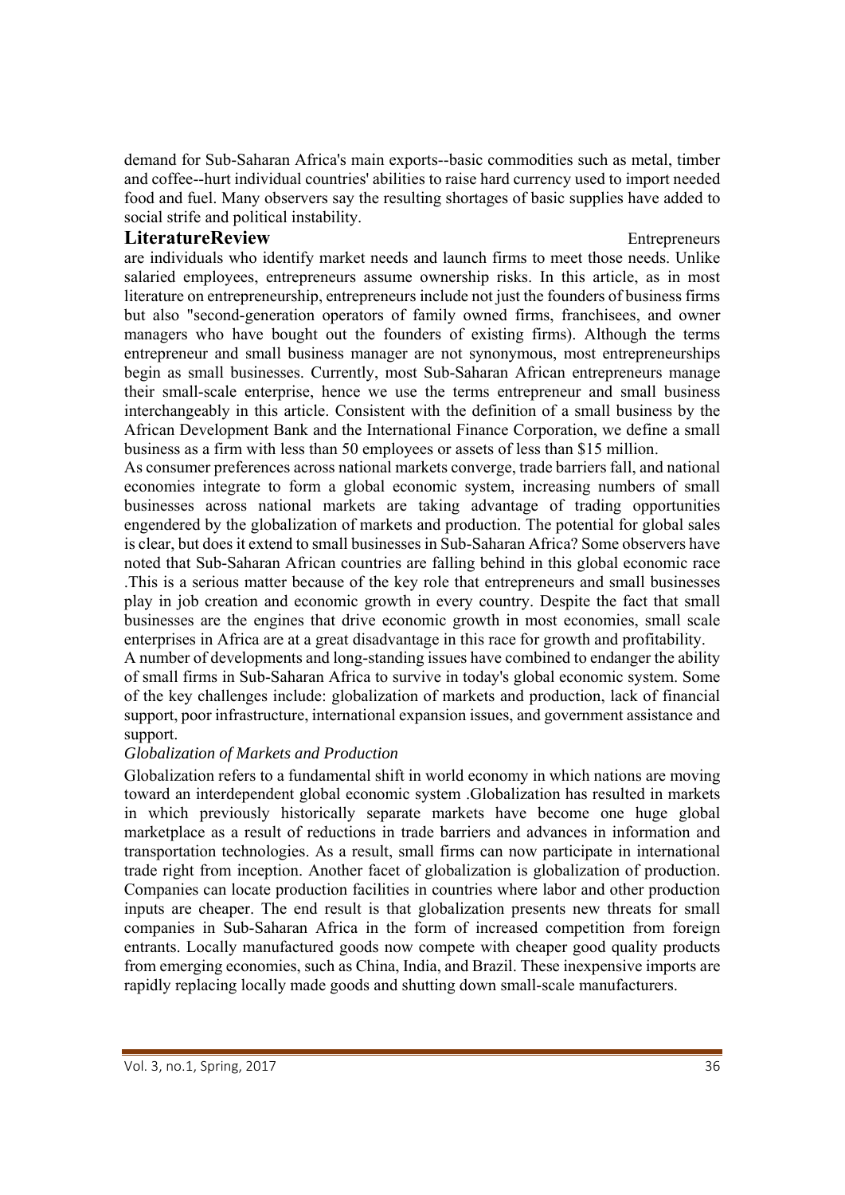demand for Sub-Saharan Africa's main exports--basic commodities such as metal, timber and coffee--hurt individual countries' abilities to raise hard currency used to import needed food and fuel. Many observers say the resulting shortages of basic supplies have added to social strife and political instability.

## LiteratureReview

Entrepreneurs are individuals who identify market needs and launch firms to meet those needs. Unlike salaried employees, entrepreneurs assume ownership risks. In this article, as in most literature on entrepreneurship, entrepreneurs include not just the founders of business firms but also "second-generation operators of family owned firms, franchisees, and owner managers who have bought out the founders of existing firms). Although the terms entrepreneur and small business manager are not synonymous, most entrepreneurships begin as small businesses. Currently, most Sub-Saharan African entrepreneurs manage their small-scale enterprise, hence we use the terms entrepreneur and small business interchangeably in this article. Consistent with the definition of a small business by the African Development Bank and the International Finance Corporation, we define a small business as a firm with less than 50 employees or assets of less than $15 million.

As consumer preferences across national markets converge, trade barriers fall, and national economies integrate to form a global economic system, increasing numbers of small businesses across national markets are taking advantage of trading opportunities engendered by the globalization of markets and production. The potential for global sales is clear, but does it extend to small businesses in Sub-Saharan Africa? Some observers have noted that Sub-Saharan African countries are falling behind in this global economic race .This is a serious matter because of the key role that entrepreneurs and small businesses play in job creation and economic growth in every country. Despite the fact that small businesses are the engines that drive economic growth in most economies, small scale enterprises in Africa are at a great disadvantage in this race for growth and profitability.

A number of developments and long-standing issues have combined to endanger the ability of small firms in Sub-Saharan Africa to survive in today's global economic system. Some of the key challenges include: globalization of markets and production, lack of financial support, poor infrastructure, international expansion issues, and government assistance and support.

*Globalization of Markets and Production*

Globalization refers to a fundamental shift in world economy in which nations are moving toward an interdependent global economic system .Globalization has resulted in markets in which previously historically separate markets have become one huge global marketplace as a result of reductions in trade barriers and advances in information and transportation technologies. As a result, small firms can now participate in international trade right from inception. Another facet of globalization is globalization of production. Companies can locate production facilities in countries where labor and other production inputs are cheaper. The end result is that globalization presents new threats for small companies in Sub-Saharan Africa in the form of increased competition from foreign entrants. Locally manufactured goods now compete with cheaper good quality products from emerging economies, such as China, India, and Brazil. These inexpensive imports are rapidly replacing locally made goods and shutting down small-scale manufacturers.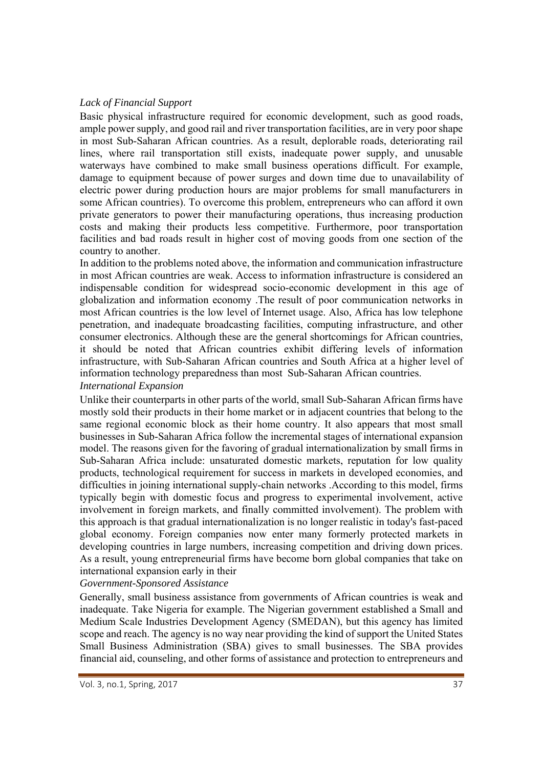*Lack of Financial Support*

Basic physical infrastructure required for economic development, such as good roads, ample power supply, and good rail and river transportation facilities, are in very poor shape in most Sub-Saharan African countries. As a result, deplorable roads, deteriorating rail lines, where rail transportation still exists, inadequate power supply, and unusable waterways have combined to make small business operations difficult. For example, damage to equipment because of power surges and down time due to unavailability of electric power during production hours are major problems for small manufacturers in some African countries). To overcome this problem, entrepreneurs who can afford it own private generators to power their manufacturing operations, thus increasing production costs and making their products less competitive. Furthermore, poor transportation facilities and bad roads result in higher cost of moving goods from one section of the country to another.

In addition to the problems noted above, the information and communication infrastructure in most African countries are weak. Access to information infrastructure is considered an indispensable condition for widespread socio-economic development in this age of globalization and information economy .The result of poor communication networks in most African countries is the low level of Internet usage. Also, Africa has low telephone penetration, and inadequate broadcasting facilities, computing infrastructure, and other consumer electronics. Although these are the general shortcomings for African countries, it should be noted that African countries exhibit differing levels of information infrastructure, with Sub-Saharan African countries and South Africa at a higher level of information technology preparedness than most Sub-Saharan African countries.

*International Expansion*

Unlike their counterparts in other parts of the world, small Sub-Saharan African firms have mostly sold their products in their home market or in adjacent countries that belong to the same regional economic block as their home country. It also appears that most small businesses in Sub-Saharan Africa follow the incremental stages of international expansion model. The reasons given for the favoring of gradual internationalization by small firms in Sub-Saharan Africa include: unsaturated domestic markets, reputation for low quality products, technological requirement for success in markets in developed economies, and difficulties in joining international supply-chain networks .According to this model, firms typically begin with domestic focus and progress to experimental involvement, active involvement in foreign markets, and finally committed involvement). The problem with this approach is that gradual internationalization is no longer realistic in today's fast-paced global economy. Foreign companies now enter many formerly protected markets in developing countries in large numbers, increasing competition and driving down prices. As a result, young entrepreneurial firms have become born global companies that take on international expansion early in their

*Government-Sponsored Assistance*

Generally, small business assistance from governments of African countries is weak and inadequate. Take Nigeria for example. The Nigerian government established a Small and Medium Scale Industries Development Agency (SMEDAN), but this agency has limited scope and reach. The agency is no way near providing the kind of support the United States Small Business Administration (SBA) gives to small businesses. The SBA provides financial aid, counseling, and other forms of assistance and protection to entrepreneurs and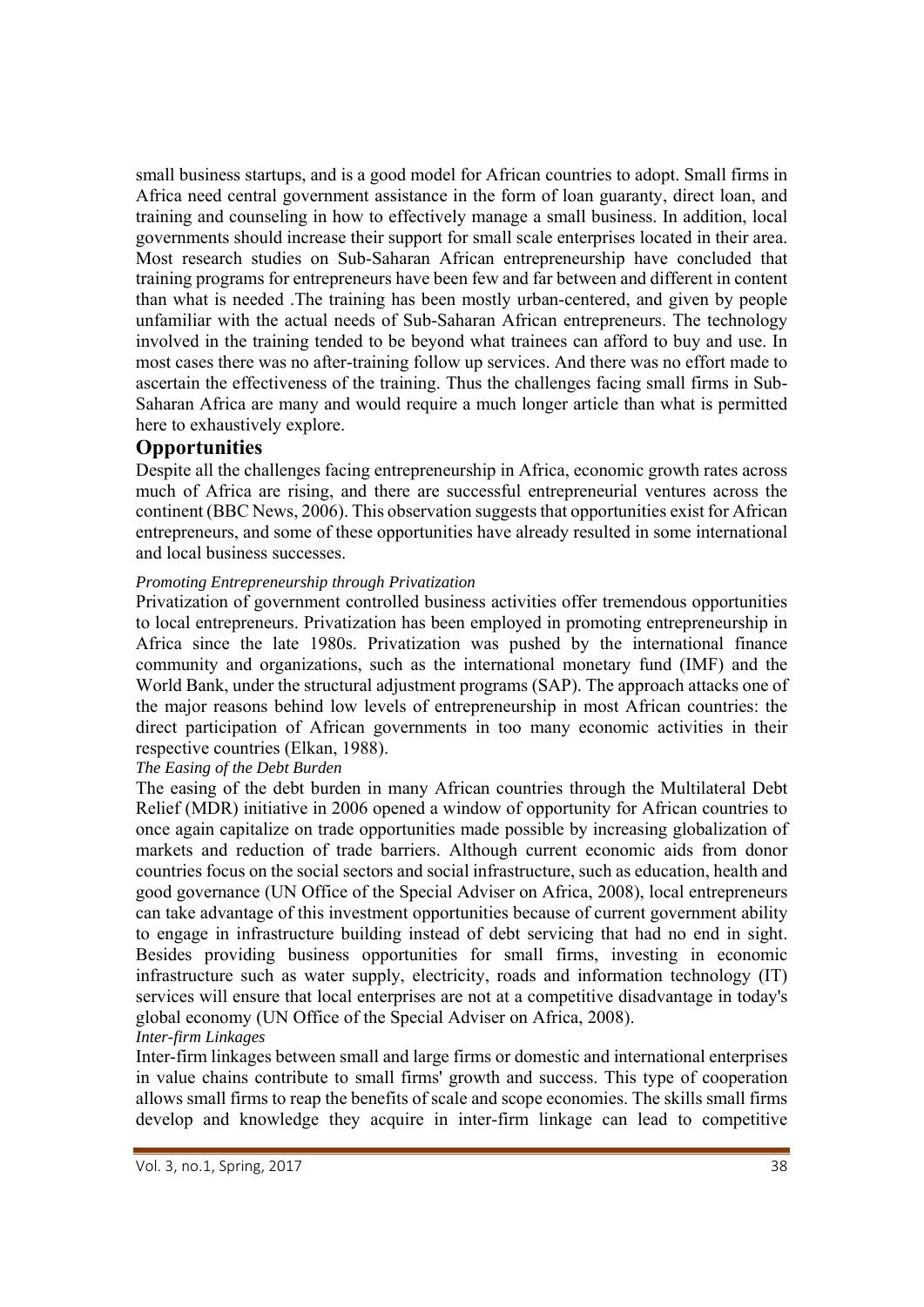small business startups, and is a good model for African countries to adopt. Small firms in Africa need central government assistance in the form of loan guaranty, direct loan, and training and counseling in how to effectively manage a small business. In addition, local governments should increase their support for small scale enterprises located in their area. Most research studies on Sub-Saharan African entrepreneurship have concluded that training programs for entrepreneurs have been few and far between and different in content than what is needed .The training has been mostly urban-centered, and given by people unfamiliar with the actual needs of Sub-Saharan African entrepreneurs. The technology involved in the training tended to be beyond what trainees can afford to buy and use. In most cases there was no after-training follow up services. And there was no effort made to ascertain the effectiveness of the training. Thus the challenges facing small firms in Sub-Saharan Africa are many and would require a much longer article than what is permitted here to exhaustively explore.

## Opportunities

Despite all the challenges facing entrepreneurship in Africa, economic growth rates across much of Africa are rising, and there are successful entrepreneurial ventures across the continent (BBC News, 2006). This observation suggests that opportunities exist for African entrepreneurs, and some of these opportunities have already resulted in some international and local business successes.

*Promoting Entrepreneurship through Privatization*

Privatization of government controlled business activities offer tremendous opportunities to local entrepreneurs. Privatization has been employed in promoting entrepreneurship in Africa since the late 1980s. Privatization was pushed by the international finance community and organizations, such as the international monetary fund (IMF) and the World Bank, under the structural adjustment programs (SAP). The approach attacks one of the major reasons behind low levels of entrepreneurship in most African countries: the direct participation of African governments in too many economic activities in their respective countries (Elkan, 1988).

*The Easing of the Debt Burden*

The easing of the debt burden in many African countries through the Multilateral Debt Relief (MDR) initiative in 2006 opened a window of opportunity for African countries to once again capitalize on trade opportunities made possible by increasing globalization of markets and reduction of trade barriers. Although current economic aids from donor countries focus on the social sectors and social infrastructure, such as education, health and good governance (UN Office of the Special Adviser on Africa, 2008), local entrepreneurs can take advantage of this investment opportunities because of current government ability to engage in infrastructure building instead of debt servicing that had no end in sight. Besides providing business opportunities for small firms, investing in economic infrastructure such as water supply, electricity, roads and information technology (IT) services will ensure that local enterprises are not at a competitive disadvantage in today's global economy (UN Office of the Special Adviser on Africa, 2008).

*Inter-firm Linkages*

Inter-firm linkages between small and large firms or domestic and international enterprises in value chains contribute to small firms' growth and success. This type of cooperation allows small firms to reap the benefits of scale and scope economies. The skills small firms develop and knowledge they acquire in inter-firm linkage can lead to competitive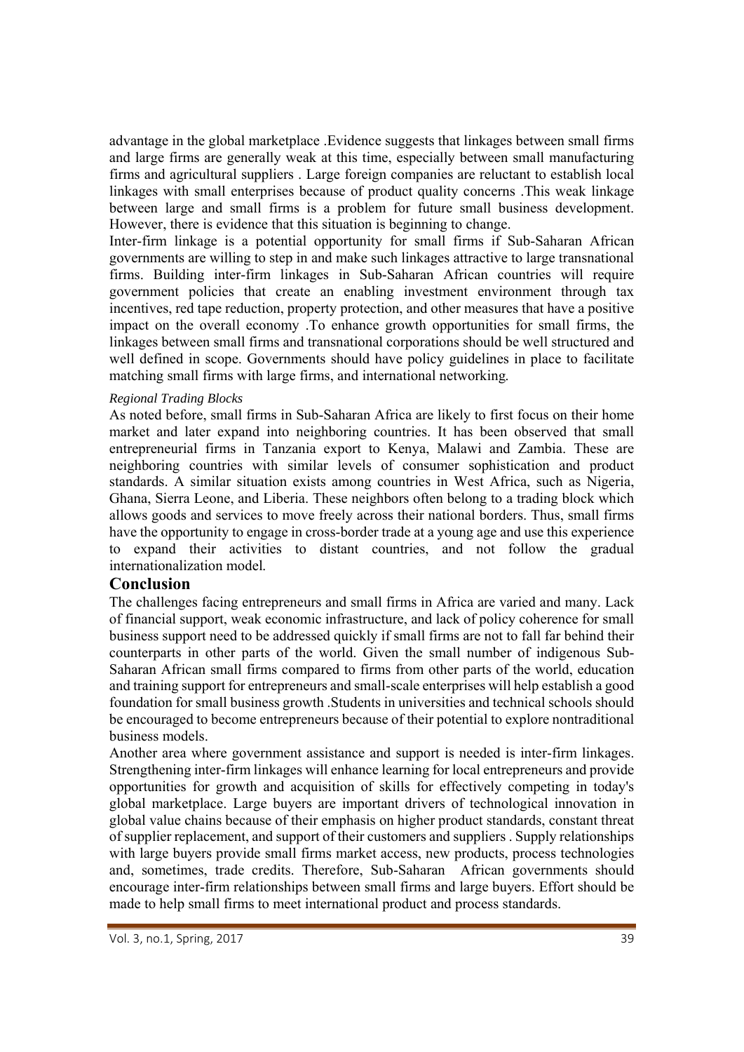advantage in the global marketplace .Evidence suggests that linkages between small firms and large firms are generally weak at this time, especially between small manufacturing firms and agricultural suppliers . Large foreign companies are reluctant to establish local linkages with small enterprises because of product quality concerns .This weak linkage between large and small firms is a problem for future small business development. However, there is evidence that this situation is beginning to change.

Inter-firm linkage is a potential opportunity for small firms if Sub-Saharan African governments are willing to step in and make such linkages attractive to large transnational firms. Building inter-firm linkages in Sub-Saharan African countries will require government policies that create an enabling investment environment through tax incentives, red tape reduction, property protection, and other measures that have a positive impact on the overall economy .To enhance growth opportunities for small firms, the linkages between small firms and transnational corporations should be well structured and well defined in scope. Governments should have policy guidelines in place to facilitate matching small firms with large firms, and international networking.

*Regional Trading Blocks*

As noted before, small firms in Sub-Saharan Africa are likely to first focus on their home market and later expand into neighboring countries. It has been observed that small entrepreneurial firms in Tanzania export to Kenya, Malawi and Zambia. These are neighboring countries with similar levels of consumer sophistication and product standards. A similar situation exists among countries in West Africa, such as Nigeria, Ghana, Sierra Leone, and Liberia. These neighbors often belong to a trading block which allows goods and services to move freely across their national borders. Thus, small firms have the opportunity to engage in cross-border trade at a young age and use this experience to expand their activities to distant countries, and not follow the gradual internationalization model.

## Conclusion

The challenges facing entrepreneurs and small firms in Africa are varied and many. Lack of financial support, weak economic infrastructure, and lack of policy coherence for small business support need to be addressed quickly if small firms are not to fall far behind their counterparts in other parts of the world. Given the small number of indigenous Sub-Saharan African small firms compared to firms from other parts of the world, education and training support for entrepreneurs and small-scale enterprises will help establish a good foundation for small business growth .Students in universities and technical schools should be encouraged to become entrepreneurs because of their potential to explore nontraditional business models.

Another area where government assistance and support is needed is inter-firm linkages. Strengthening inter-firm linkages will enhance learning for local entrepreneurs and provide opportunities for growth and acquisition of skills for effectively competing in today's global marketplace. Large buyers are important drivers of technological innovation in global value chains because of their emphasis on higher product standards, constant threat of supplier replacement, and support of their customers and suppliers . Supply relationships with large buyers provide small firms market access, new products, process technologies and, sometimes, trade credits. Therefore, Sub-Saharan African governments should encourage inter-firm relationships between small firms and large buyers. Effort should be made to help small firms to meet international product and process standards.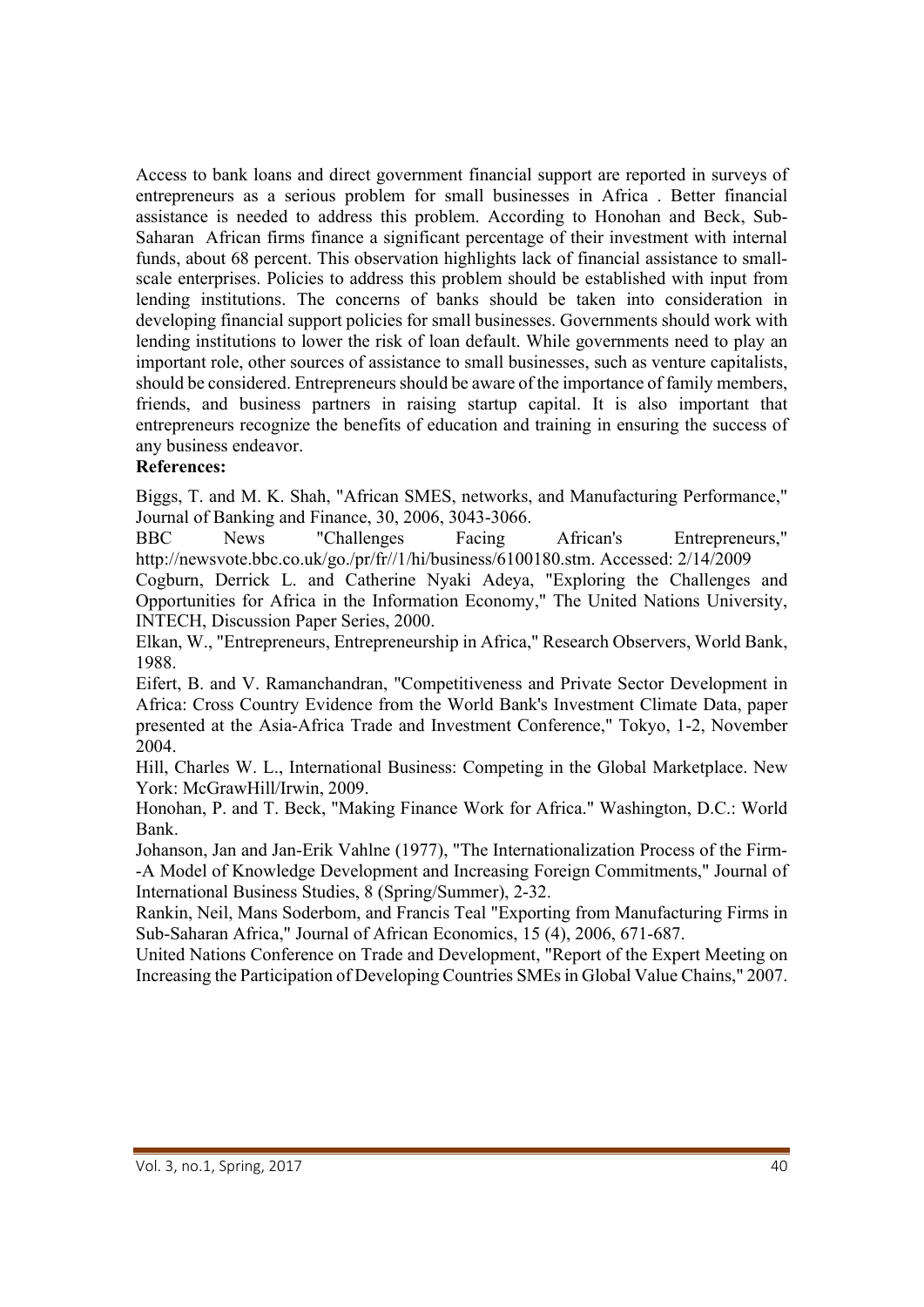Access to bank loans and direct government financial support are reported in surveys of entrepreneurs as a serious problem for small businesses in Africa . Better financial assistance is needed to address this problem. According to Honohan and Beck, Sub-Saharan African firms finance a significant percentage of their investment with internal funds, about 68 percent. This observation highlights lack of financial assistance to small-scale enterprises. Policies to address this problem should be established with input from lending institutions. The concerns of banks should be taken into consideration in developing financial support policies for small businesses. Governments should work with lending institutions to lower the risk of loan default. While governments need to play an important role, other sources of assistance to small businesses, such as venture capitalists, should be considered. Entrepreneurs should be aware of the importance of family members, friends, and business partners in raising startup capital. It is also important that entrepreneurs recognize the benefits of education and training in ensuring the success of any business endeavor.

**References:**

Biggs, T. and M. K. Shah, "African SMES, networks, and Manufacturing Performance," Journal of Banking and Finance, 30, 2006, 3043-3066.

BBC News "Challenges Facing African's Entrepreneurs," http://newsvote.bbc.co.uk/go./pr/fr//1/hi/business/6100180.stm. Accessed: 2/14/2009

Cogburn, Derrick L. and Catherine Nyaki Adeya, "Exploring the Challenges and Opportunities for Africa in the Information Economy," The United Nations University, INTECH, Discussion Paper Series, 2000.

Elkan, W., "Entrepreneurs, Entrepreneurship in Africa," Research Observers, World Bank, 1988.

Eifert, B. and V. Ramanchandran, "Competitiveness and Private Sector Development in Africa: Cross Country Evidence from the World Bank's Investment Climate Data, paper presented at the Asia-Africa Trade and Investment Conference," Tokyo, 1-2, November 2004.

Hill, Charles W. L., International Business: Competing in the Global Marketplace. New York: McGrawHill/Irwin, 2009.

Honohan, P. and T. Beck, "Making Finance Work for Africa." Washington, D.C.: World Bank.

Johanson, Jan and Jan-Erik Vahlne (1977), "The Internationalization Process of the Firm--A Model of Knowledge Development and Increasing Foreign Commitments," Journal of International Business Studies, 8 (Spring/Summer), 2-32.

Rankin, Neil, Mans Soderbom, and Francis Teal "Exporting from Manufacturing Firms in Sub-Saharan Africa," Journal of African Economics, 15 (4), 2006, 671-687.

United Nations Conference on Trade and Development, "Report of the Expert Meeting on Increasing the Participation of Developing Countries SMEs in Global Value Chains," 2007.